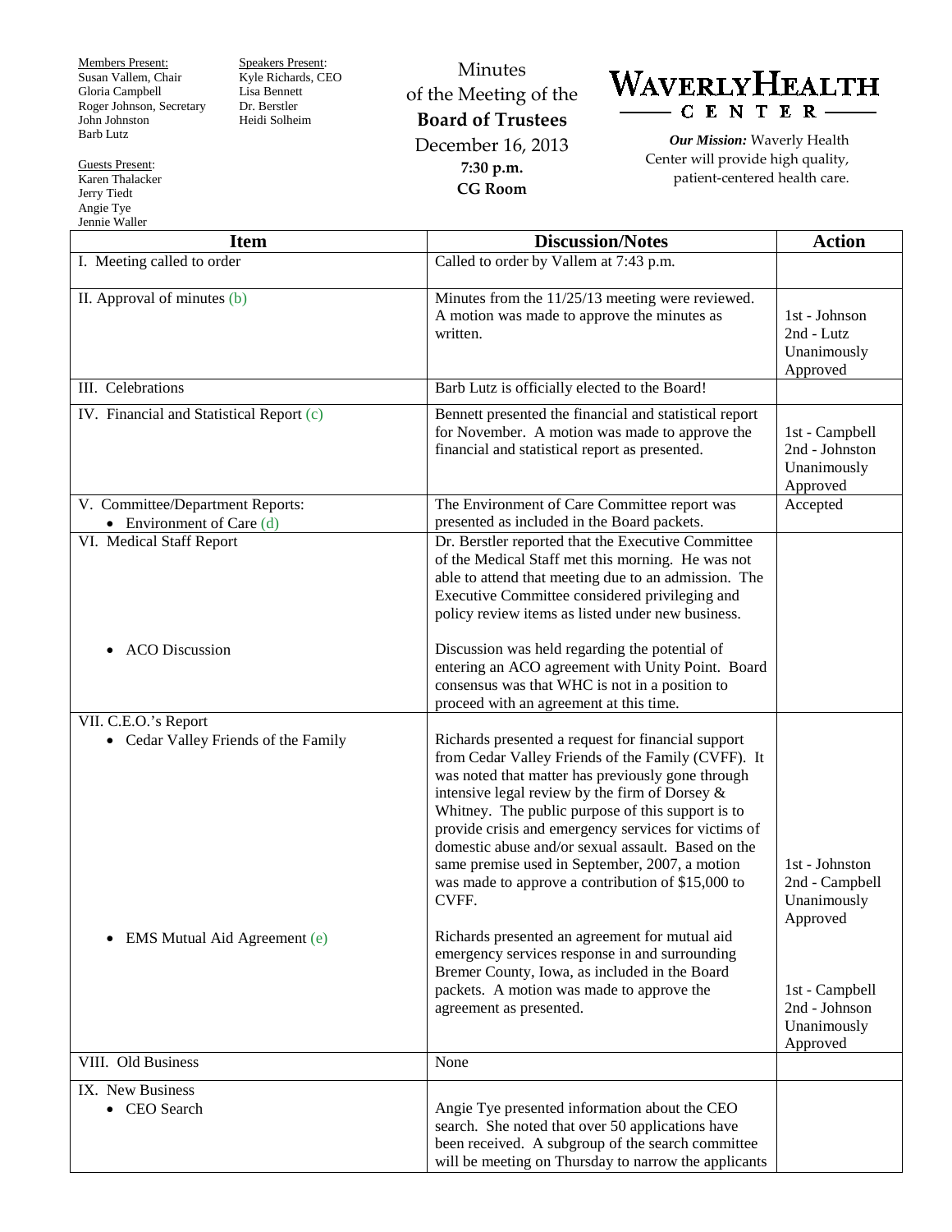Members Present:
Susan Vallem, Chair
Gloria Campbell
Roger Johnson, Secretary
John Johnston
Barb Lutz

Speakers Present:
Kyle Richards, CEO
Lisa Bennett
Dr. Berstler
Heidi Solheim

Guests Present:
Karen Thalacker
Jerry Tiedt
Angie Tye
Jennie Waller

Minutes
of the Meeting of the
**Board of Trustees**
December 16, 2013
**7:30 p.m.**
**CG Room**

# WAVERLYHEALTH CENTER

***Our Mission:*** Waverly Health Center will provide high quality, patient-centered health care.

| Item | Discussion/Notes | Action |
|---|---|---|
| I. Meeting called to order | Called to order by Vallem at 7:43 p.m. | |
| II. Approval of minutes (b) | Minutes from the 11/25/13 meeting were reviewed. A motion was made to approve the minutes as written. | 1st - Johnson<br>2nd - Lutz<br>Unanimously Approved |
| III. Celebrations | Barb Lutz is officially elected to the Board! | |
| IV. Financial and Statistical Report (c) | Bennett presented the financial and statistical report for November. A motion was made to approve the financial and statistical report as presented. | 1st - Campbell<br>2nd - Johnston<br>Unanimously Approved |
| V. Committee/Department Reports:<br>• Environment of Care (d) | The Environment of Care Committee report was presented as included in the Board packets. | Accepted |
| VI. Medical Staff Report | Dr. Berstler reported that the Executive Committee of the Medical Staff met this morning. He was not able to attend that meeting due to an admission. The Executive Committee considered privileging and policy review items as listed under new business. | |
| • ACO Discussion | Discussion was held regarding the potential of entering an ACO agreement with Unity Point. Board consensus was that WHC is not in a position to proceed with an agreement at this time. | |
| VII. C.E.O.'s Report<br>• Cedar Valley Friends of the Family | Richards presented a request for financial support from Cedar Valley Friends of the Family (CVFF). It was noted that matter has previously gone through intensive legal review by the firm of Dorsey & Whitney. The public purpose of this support is to provide crisis and emergency services for victims of domestic abuse and/or sexual assault. Based on the same premise used in September, 2007, a motion was made to approve a contribution of $15,000 to CVFF. | 1st - Johnston<br>2nd - Campbell<br>Unanimously Approved |
| • EMS Mutual Aid Agreement (e) | Richards presented an agreement for mutual aid emergency services response in and surrounding Bremer County, Iowa, as included in the Board packets. A motion was made to approve the agreement as presented. | 1st - Campbell<br>2nd - Johnson<br>Unanimously Approved |
| VIII. Old Business | None | |
| IX. New Business<br>• CEO Search | Angie Tye presented information about the CEO search. She noted that over 50 applications have been received. A subgroup of the search committee will be meeting on Thursday to narrow the applicants | |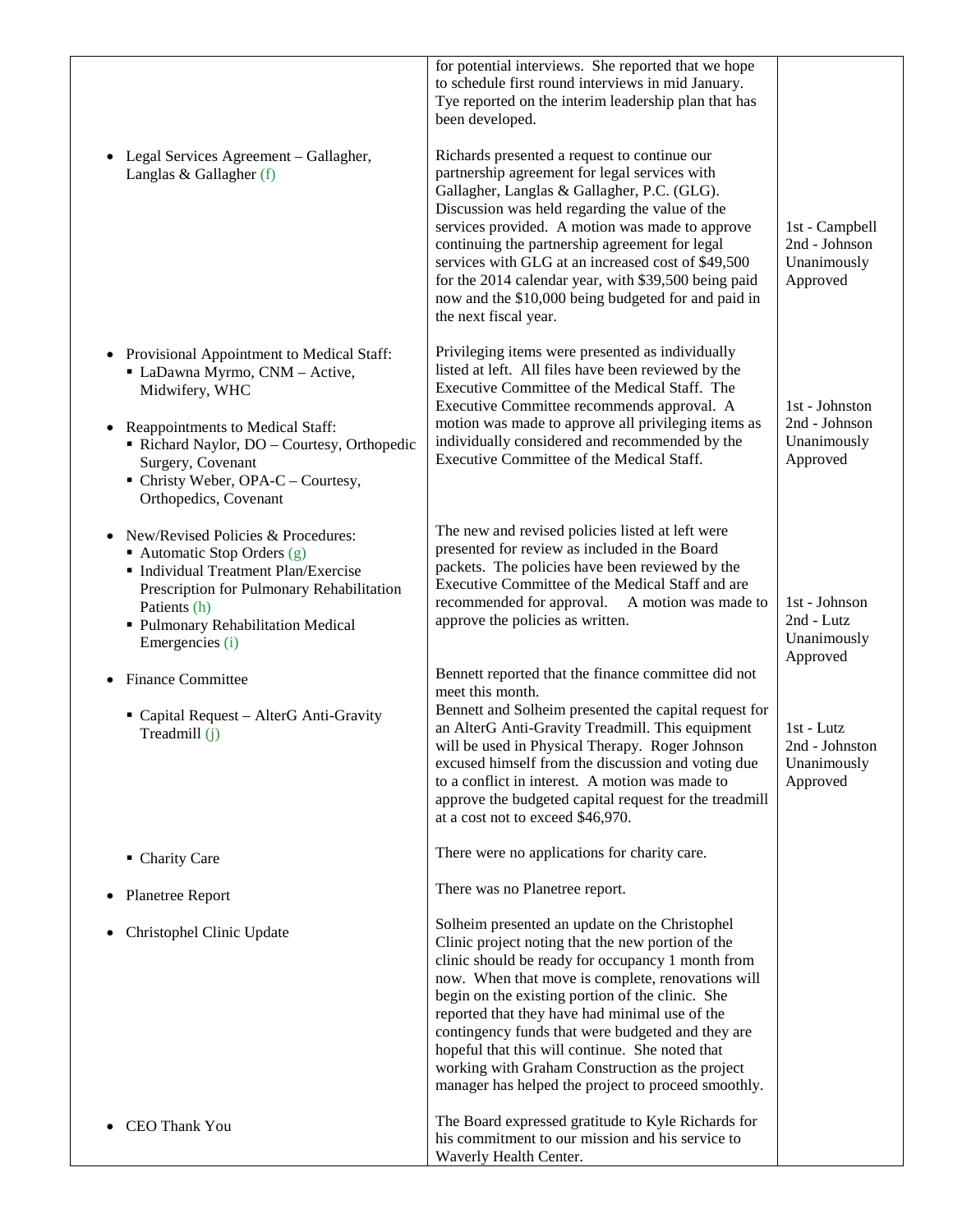| | | |
|---|---|---|
| | for potential interviews. She reported that we hope to schedule first round interviews in mid January. Tye reported on the interim leadership plan that has been developed. | |
| • Legal Services Agreement – Gallagher, Langlas & Gallagher (f) | Richards presented a request to continue our partnership agreement for legal services with Gallagher, Langlas & Gallagher, P.C. (GLG). Discussion was held regarding the value of the services provided. A motion was made to approve continuing the partnership agreement for legal services with GLG at an increased cost of $49,500 for the 2014 calendar year, with $39,500 being paid now and the $10,000 being budgeted for and paid in the next fiscal year. | 1st - Campbell<br>2nd - Johnson<br>Unanimously Approved |
| • Provisional Appointment to Medical Staff:<br>▪ LaDawna Myrmo, CNM – Active, Midwifery, WHC<br>• Reappointments to Medical Staff:<br>▪ Richard Naylor, DO – Courtesy, Orthopedic Surgery, Covenant<br>▪ Christy Weber, OPA-C – Courtesy, Orthopedics, Covenant | Privileging items were presented as individually listed at left. All files have been reviewed by the Executive Committee of the Medical Staff. The Executive Committee recommends approval. A motion was made to approve all privileging items as individually considered and recommended by the Executive Committee of the Medical Staff. | 1st - Johnston<br>2nd - Johnson<br>Unanimously Approved |
| • New/Revised Policies & Procedures:<br>▪ Automatic Stop Orders (g)<br>▪ Individual Treatment Plan/Exercise Prescription for Pulmonary Rehabilitation Patients (h)<br>▪ Pulmonary Rehabilitation Medical Emergencies (i) | The new and revised policies listed at left were presented for review as included in the Board packets. The policies have been reviewed by the Executive Committee of the Medical Staff and are recommended for approval. A motion was made to approve the policies as written. | 1st - Johnson<br>2nd - Lutz<br>Unanimously Approved |
| • Finance Committee | Bennett reported that the finance committee did not meet this month. | |
| ▪ Capital Request – AlterG Anti-Gravity Treadmill (j) | Bennett and Solheim presented the capital request for an AlterG Anti-Gravity Treadmill. This equipment will be used in Physical Therapy. Roger Johnson excused himself from the discussion and voting due to a conflict in interest. A motion was made to approve the budgeted capital request for the treadmill at a cost not to exceed $46,970. | 1st - Lutz<br>2nd - Johnston<br>Unanimously Approved |
| ▪ Charity Care | There were no applications for charity care. | |
| • Planetree Report | There was no Planetree report. | |
| • Christophel Clinic Update | Solheim presented an update on the Christophel Clinic project noting that the new portion of the clinic should be ready for occupancy 1 month from now. When that move is complete, renovations will begin on the existing portion of the clinic. She reported that they have had minimal use of the contingency funds that were budgeted and they are hopeful that this will continue. She noted that working with Graham Construction as the project manager has helped the project to proceed smoothly. | |
| • CEO Thank You | The Board expressed gratitude to Kyle Richards for his commitment to our mission and his service to Waverly Health Center. | |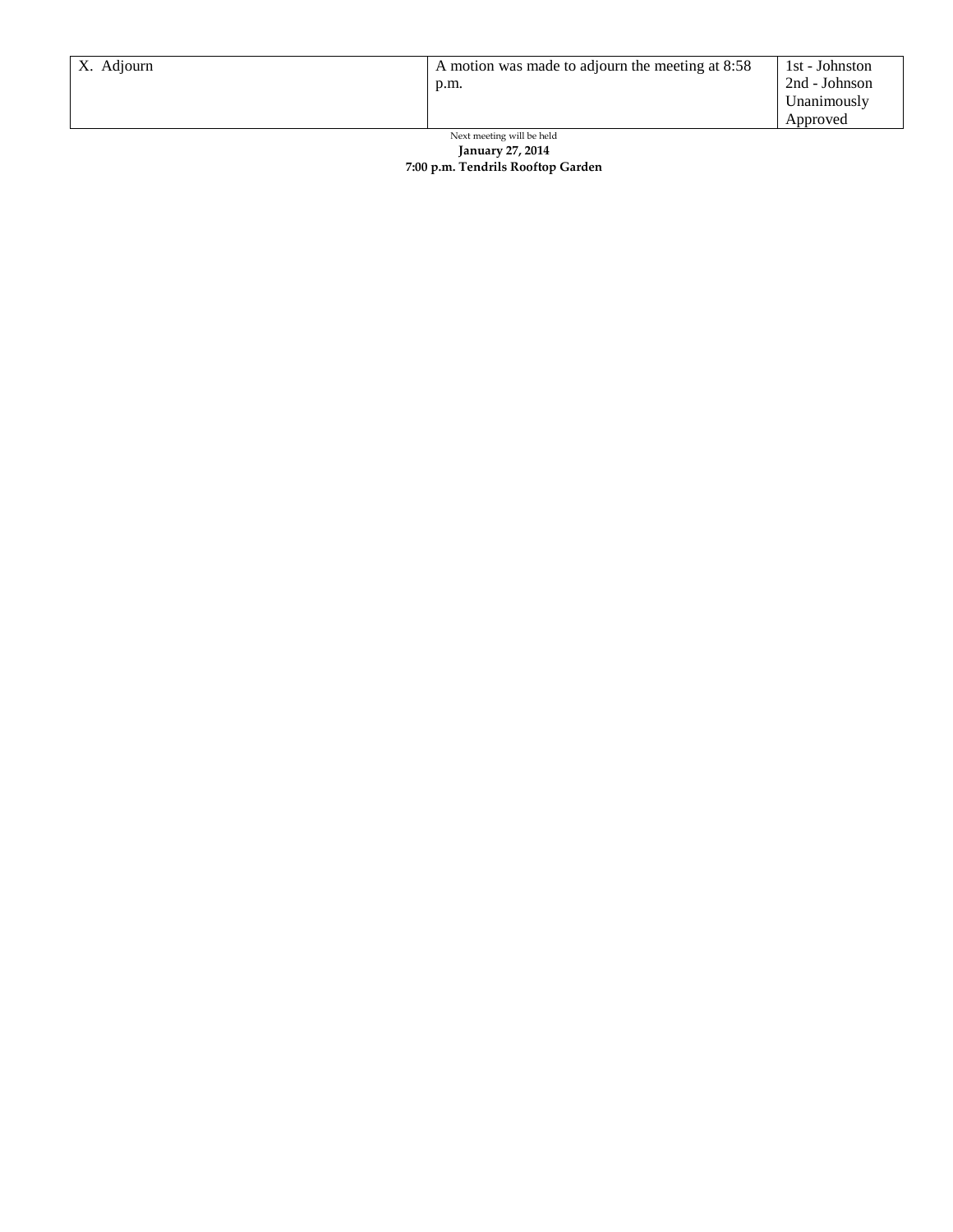| | | |
|---|---|---|
| X. Adjourn | A motion was made to adjourn the meeting at 8:58 p.m. | 1st - Johnston<br>2nd - Johnson<br>Unanimously Approved |

Next meeting will be held

**January 27, 2014**

**7:00 p.m. Tendrils Rooftop Garden**